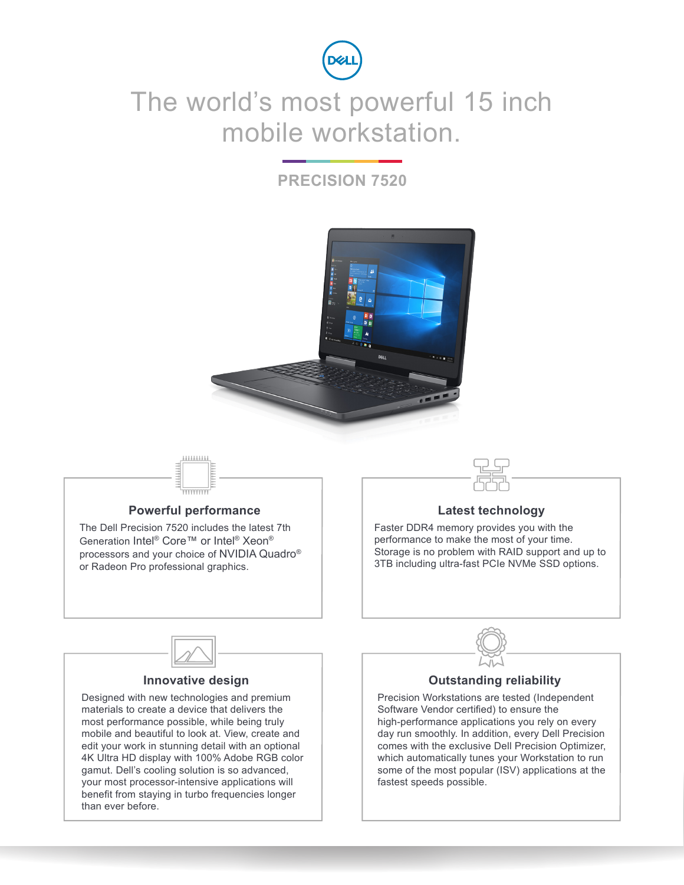# The world's most powerful 15 inch mobile workstation.

## PRECISION 7520

### Powerful performance

The Dell Precision 7520 includes the latest 7th Generation Intel® Core™ or Intel® Xeon® processors and your choice of NVIDIA Quadro® or Radeon Pro professional graphics.

### Latest technology

Faster DDR4 memory provides you with the performance to make the most of your time. Storage is no problem with RAID support and up to 3TB including ultra-fast PCIe NVMe SSD options.

### Innovative design

Designed with new technologies and premium materials to create a device that delivers the most performance possible, while being truly mobile and beautiful to look at. View, create and edit your work in stunning detail with an optional 4K Ultra HD display with 100% Adobe RGB color gamut. Dell's cooling solution is so advanced, your most processor-intensive applications will benefit from staying in turbo frequencies longer than ever before.

### Outstanding reliability

Precision Workstations are tested (Independent Software Vendor certified) to ensure the high-performance applications you rely on every day run smoothly. In addition, every Dell Precision comes with the exclusive Dell Precision Optimizer, which automatically tunes your Workstation to run some of the most popular (ISV) applications at the fastest speeds possible.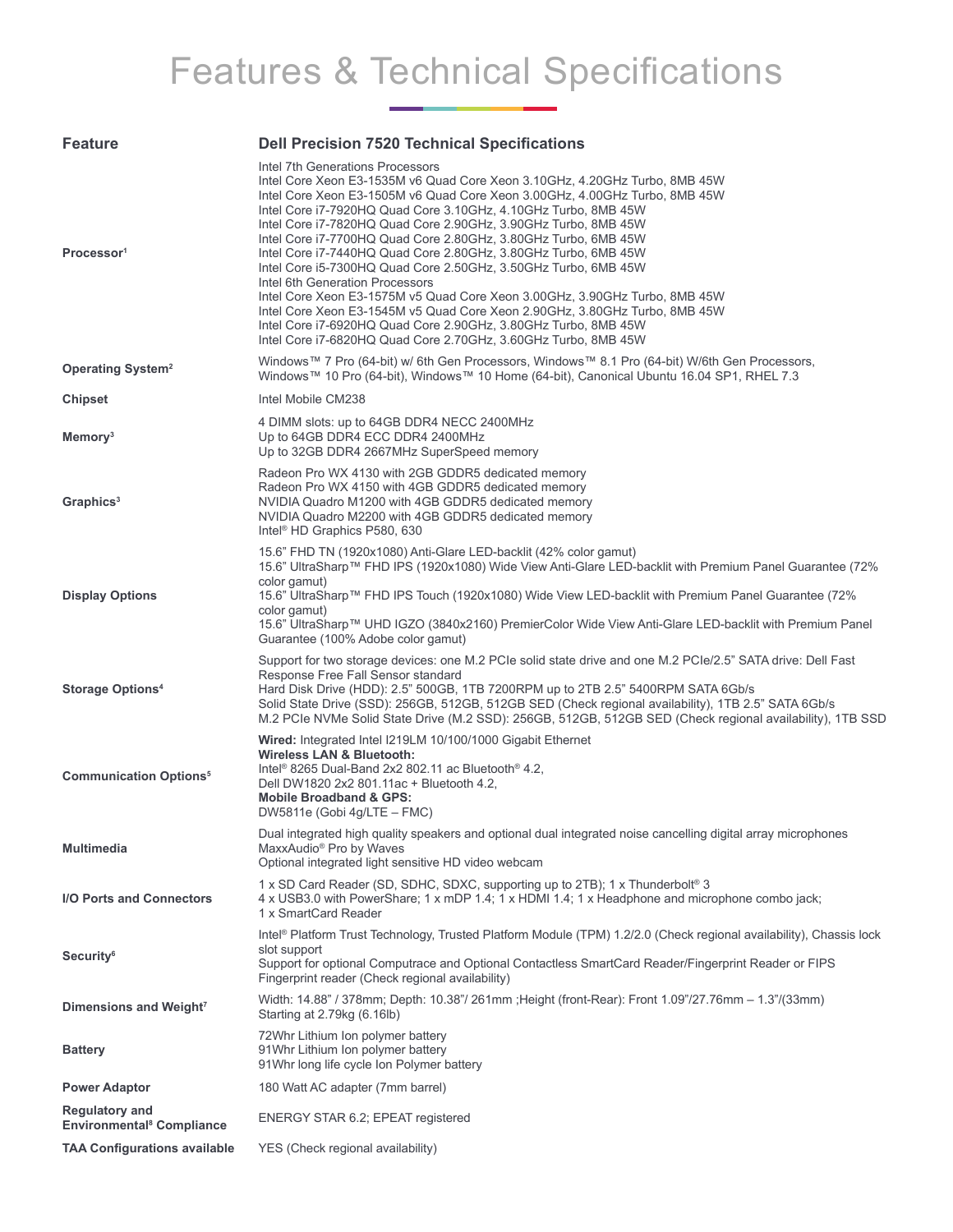# Features & Technical Specifications

| Feature | Dell Precision 7520 Technical Specifications |
|---|---|
| Processor[1] | Intel 7th Generations Processors<br>Intel Core Xeon E3-1535M v6 Quad Core Xeon 3.10GHz, 4.20GHz Turbo, 8MB 45W<br>Intel Core Xeon E3-1505M v6 Quad Core Xeon 3.00GHz, 4.00GHz Turbo, 8MB 45W<br>Intel Core i7-7920HQ Quad Core 3.10GHz, 4.10GHz Turbo, 8MB 45W<br>Intel Core i7-7820HQ Quad Core 2.90GHz, 3.90GHz Turbo, 8MB 45W<br>Intel Core i7-7700HQ Quad Core 2.80GHz, 3.80GHz Turbo, 6MB 45W<br>Intel Core i7-7440HQ Quad Core 2.80GHz, 3.80GHz Turbo, 6MB 45W<br>Intel Core i5-7300HQ Quad Core 2.50GHz, 3.50GHz Turbo, 6MB 45W<br>Intel 6th Generation Processors<br>Intel Core Xeon E3-1575M v5 Quad Core Xeon 3.00GHz, 3.90GHz Turbo, 8MB 45W<br>Intel Core Xeon E3-1545M v5 Quad Core Xeon 2.90GHz, 3.80GHz Turbo, 8MB 45W<br>Intel Core i7-6920HQ Quad Core 2.90GHz, 3.80GHz Turbo, 8MB 45W<br>Intel Core i7-6820HQ Quad Core 2.70GHz, 3.60GHz Turbo, 8MB 45W |
| Operating System[2] | Windows™ 7 Pro (64-bit) w/ 6th Gen Processors, Windows™ 8.1 Pro (64-bit) W/6th Gen Processors, Windows™ 10 Pro (64-bit), Windows™ 10 Home (64-bit), Canonical Ubuntu 16.04 SP1, RHEL 7.3 |
| Chipset | Intel Mobile CM238 |
| Memory[3] | 4 DIMM slots: up to 64GB DDR4 NECC 2400MHz<br>Up to 64GB DDR4 ECC DDR4 2400MHz<br>Up to 32GB DDR4 2667MHz SuperSpeed memory |
| Graphics[3] | Radeon Pro WX 4130 with 2GB GDDR5 dedicated memory<br>Radeon Pro WX 4150 with 4GB GDDR5 dedicated memory<br>NVIDIA Quadro M1200 with 4GB GDDR5 dedicated memory<br>NVIDIA Quadro M2200 with 4GB GDDR5 dedicated memory<br>Intel® HD Graphics P580, 630 |
| Display Options | 15.6" FHD TN (1920x1080) Anti-Glare LED-backlit (42% color gamut)<br>15.6" UltraSharp™ FHD IPS (1920x1080) Wide View Anti-Glare LED-backlit with Premium Panel Guarantee (72% color gamut)<br>15.6" UltraSharp™ FHD IPS Touch (1920x1080) Wide View LED-backlit with Premium Panel Guarantee (72% color gamut)<br>15.6" UltraSharp™ UHD IGZO (3840x2160) PremierColor Wide View Anti-Glare LED-backlit with Premium Panel Guarantee (100% Adobe color gamut) |
| Storage Options[4] | Support for two storage devices: one M.2 PCIe solid state drive and one M.2 PCIe/2.5" SATA drive: Dell Fast Response Free Fall Sensor standard<br>Hard Disk Drive (HDD): 2.5" 500GB, 1TB 7200RPM up to 2TB 2.5" 5400RPM SATA 6Gb/s<br>Solid State Drive (SSD): 256GB, 512GB, 512GB SED (Check regional availability), 1TB 2.5" SATA 6Gb/s<br>M.2 PCIe NVMe Solid State Drive (M.2 SSD): 256GB, 512GB, 512GB SED (Check regional availability), 1TB SSD |
| Communication Options[5] | **Wired:** Integrated Intel I219LM 10/100/1000 Gigabit Ethernet<br>**Wireless LAN & Bluetooth:**<br>Intel® 8265 Dual-Band 2x2 802.11 ac Bluetooth® 4.2,<br>Dell DW1820 2x2 801.11ac + Bluetooth 4.2,<br>**Mobile Broadband & GPS:**<br>DW5811e (Gobi 4g/LTE – FMC) |
| Multimedia | Dual integrated high quality speakers and optional dual integrated noise cancelling digital array microphones<br>MaxxAudio® Pro by Waves<br>Optional integrated light sensitive HD video webcam |
| I/O Ports and Connectors | 1 x SD Card Reader (SD, SDHC, SDXC, supporting up to 2TB); 1 x Thunderbolt® 3<br>4 x USB3.0 with PowerShare; 1 x mDP 1.4; 1 x HDMI 1.4; 1 x Headphone and microphone combo jack;<br>1 x SmartCard Reader |
| Security[6] | Intel® Platform Trust Technology, Trusted Platform Module (TPM) 1.2/2.0 (Check regional availability), Chassis lock slot support<br>Support for optional Computrace and Optional Contactless SmartCard Reader/Fingerprint Reader or FIPS Fingerprint reader (Check regional availability) |
| Dimensions and Weight[7] | Width: 14.88" / 378mm; Depth: 10.38"/ 261mm ;Height (front-Rear): Front 1.09"/27.76mm – 1.3"/(33mm)<br>Starting at 2.79kg (6.16lb) |
| Battery | 72Whr Lithium Ion polymer battery<br>91Whr Lithium Ion polymer battery<br>91Whr long life cycle Ion Polymer battery |
| Power Adaptor | 180 Watt AC adapter (7mm barrel) |
| Regulatory and Environmental[8] Compliance | ENERGY STAR 6.2; EPEAT registered |
| TAA Configurations available | YES (Check regional availability) |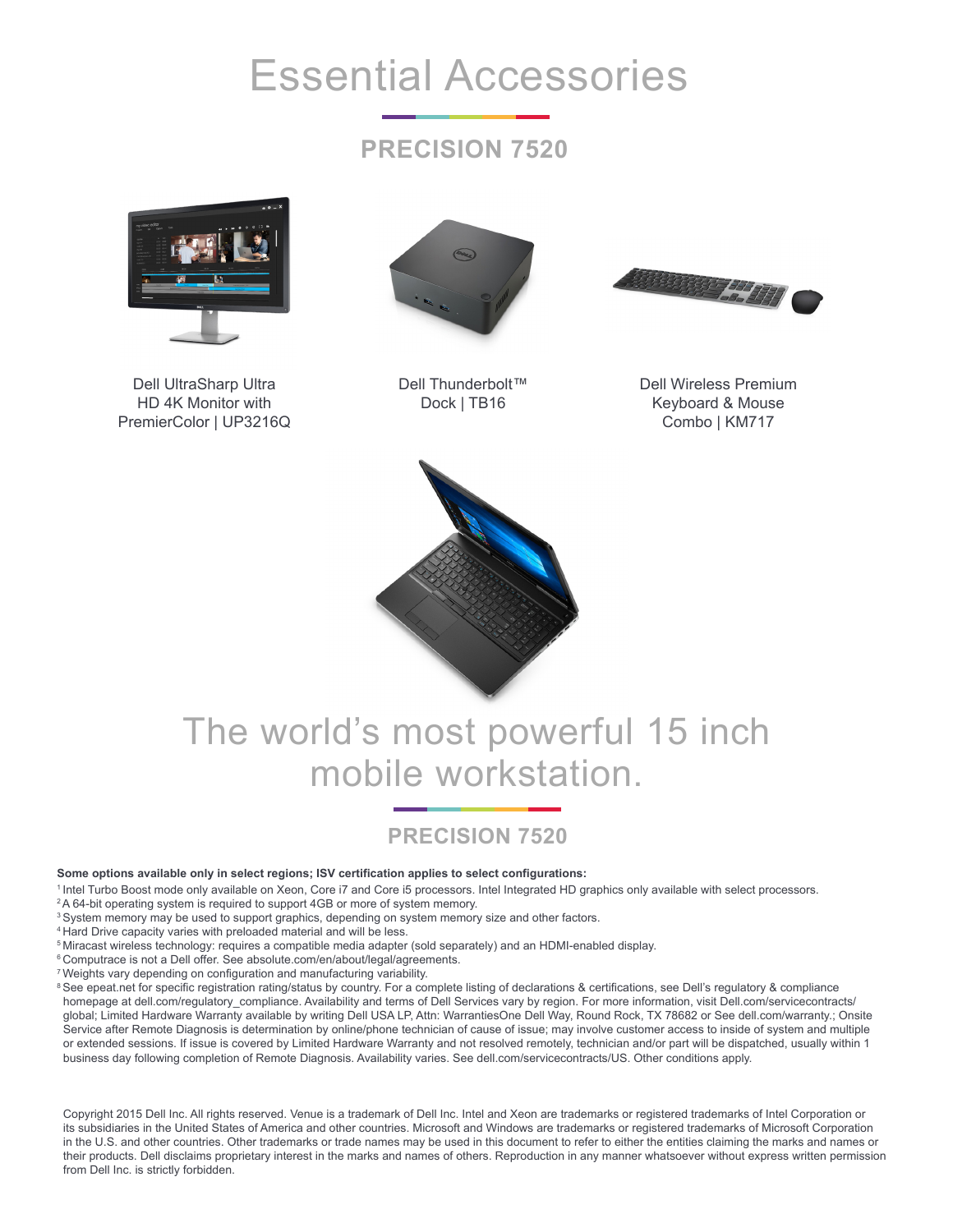# Essential Accessories

## PRECISION 7520

Dell UltraSharp Ultra HD 4K Monitor with PremierColor | UP3216Q

Dell Thunderbolt™ Dock | TB16

Dell Wireless Premium Keyboard & Mouse Combo | KM717

# The world's most powerful 15 inch mobile workstation.

## PRECISION 7520

**Some options available only in select regions; ISV certification applies to select configurations:**

[1] Intel Turbo Boost mode only available on Xeon, Core i7 and Core i5 processors. Intel Integrated HD graphics only available with select processors.
[2] A 64-bit operating system is required to support 4GB or more of system memory.
[3] System memory may be used to support graphics, depending on system memory size and other factors.
[4] Hard Drive capacity varies with preloaded material and will be less.
[5] Miracast wireless technology: requires a compatible media adapter (sold separately) and an HDMI-enabled display.
[6] Computrace is not a Dell offer. See absolute.com/en/about/legal/agreements.
[7] Weights vary depending on configuration and manufacturing variability.
[8] See epeat.net for specific registration rating/status by country. For a complete listing of declarations & certifications, see Dell's regulatory & compliance homepage at dell.com/regulatory_compliance. Availability and terms of Dell Services vary by region. For more information, visit Dell.com/servicecontracts/global; Limited Hardware Warranty available by writing Dell USA LP, Attn: WarrantiesOne Dell Way, Round Rock, TX 78682 or See dell.com/warranty.; Onsite Service after Remote Diagnosis is determination by online/phone technician of cause of issue; may involve customer access to inside of system and multiple or extended sessions. If issue is covered by Limited Hardware Warranty and not resolved remotely, technician and/or part will be dispatched, usually within 1 business day following completion of Remote Diagnosis. Availability varies. See dell.com/servicecontracts/US. Other conditions apply.

Copyright 2015 Dell Inc. All rights reserved. Venue is a trademark of Dell Inc. Intel and Xeon are trademarks or registered trademarks of Intel Corporation or its subsidiaries in the United States of America and other countries. Microsoft and Windows are trademarks or registered trademarks of Microsoft Corporation in the U.S. and other countries. Other trademarks or trade names may be used in this document to refer to either the entities claiming the marks and names or their products. Dell disclaims proprietary interest in the marks and names of others. Reproduction in any manner whatsoever without express written permission from Dell Inc. is strictly forbidden.